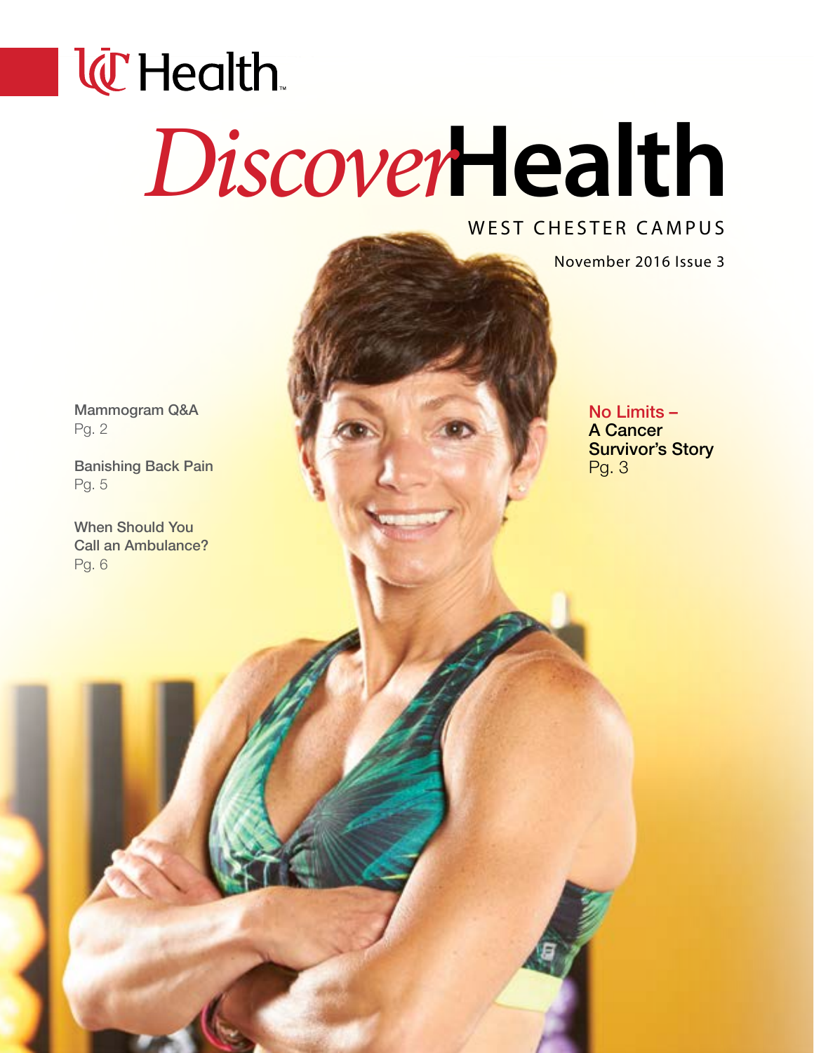UC Health

# *Discover*Health

WEST CHESTER CAMPUS

November 2016 Issue 3

**Mammogram Q&A**
Pg. 2

**Banishing Back Pain**
Pg. 5

**When Should You Call an Ambulance?**
Pg. 6

**No Limits – A Cancer Survivor's Story**
Pg. 3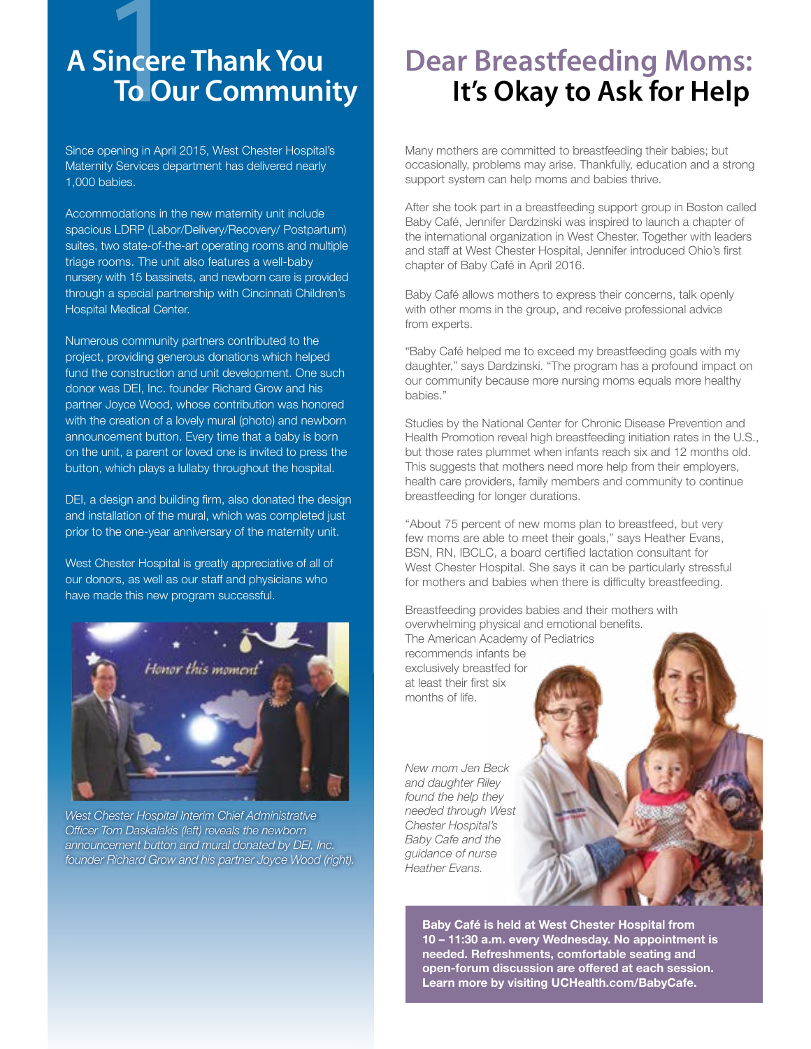# A Sincere Thank You To Our Community

Since opening in April 2015, West Chester Hospital's Maternity Services department has delivered nearly 1,000 babies.

Accommodations in the new maternity unit include spacious LDRP (Labor/Delivery/Recovery/ Postpartum) suites, two state-of-the-art operating rooms and multiple triage rooms. The unit also features a well-baby nursery with 15 bassinets, and newborn care is provided through a special partnership with Cincinnati Children's Hospital Medical Center.

Numerous community partners contributed to the project, providing generous donations which helped fund the construction and unit development. One such donor was DEI, Inc. founder Richard Grow and his partner Joyce Wood, whose contribution was honored with the creation of a lovely mural (photo) and newborn announcement button. Every time that a baby is born on the unit, a parent or loved one is invited to press the button, which plays a lullaby throughout the hospital.

DEI, a design and building firm, also donated the design and installation of the mural, which was completed just prior to the one-year anniversary of the maternity unit.

West Chester Hospital is greatly appreciative of all of our donors, as well as our staff and physicians who have made this new program successful.

*West Chester Hospital Interim Chief Administrative Officer Tom Daskalakis (left) reveals the newborn announcement button and mural donated by DEI, Inc. founder Richard Grow and his partner Joyce Wood (right).*

# Dear Breastfeeding Moms: It's Okay to Ask for Help

Many mothers are committed to breastfeeding their babies; but occasionally, problems may arise. Thankfully, education and a strong support system can help moms and babies thrive.

After she took part in a breastfeeding support group in Boston called Baby Café, Jennifer Dardzinski was inspired to launch a chapter of the international organization in West Chester. Together with leaders and staff at West Chester Hospital, Jennifer introduced Ohio's first chapter of Baby Café in April 2016.

Baby Café allows mothers to express their concerns, talk openly with other moms in the group, and receive professional advice from experts.

"Baby Café helped me to exceed my breastfeeding goals with my daughter," says Dardzinski. "The program has a profound impact on our community because more nursing moms equals more healthy babies."

Studies by the National Center for Chronic Disease Prevention and Health Promotion reveal high breastfeeding initiation rates in the U.S., but those rates plummet when infants reach six and 12 months old. This suggests that mothers need more help from their employers, health care providers, family members and community to continue breastfeeding for longer durations.

"About 75 percent of new moms plan to breastfeed, but very few moms are able to meet their goals," says Heather Evans, BSN, RN, IBCLC, a board certified lactation consultant for West Chester Hospital. She says it can be particularly stressful for mothers and babies when there is difficulty breastfeeding.

Breastfeeding provides babies and their mothers with overwhelming physical and emotional benefits. The American Academy of Pediatrics recommends infants be exclusively breastfed for at least their first six months of life.

*New mom Jen Beck and daughter Riley found the help they needed through West Chester Hospital's Baby Cafe and the guidance of nurse Heather Evans.*

**Baby Café is held at West Chester Hospital from 10 – 11:30 a.m. every Wednesday. No appointment is needed. Refreshments, comfortable seating and open-forum discussion are offered at each session. Learn more by visiting UCHealth.com/BabyCafe.**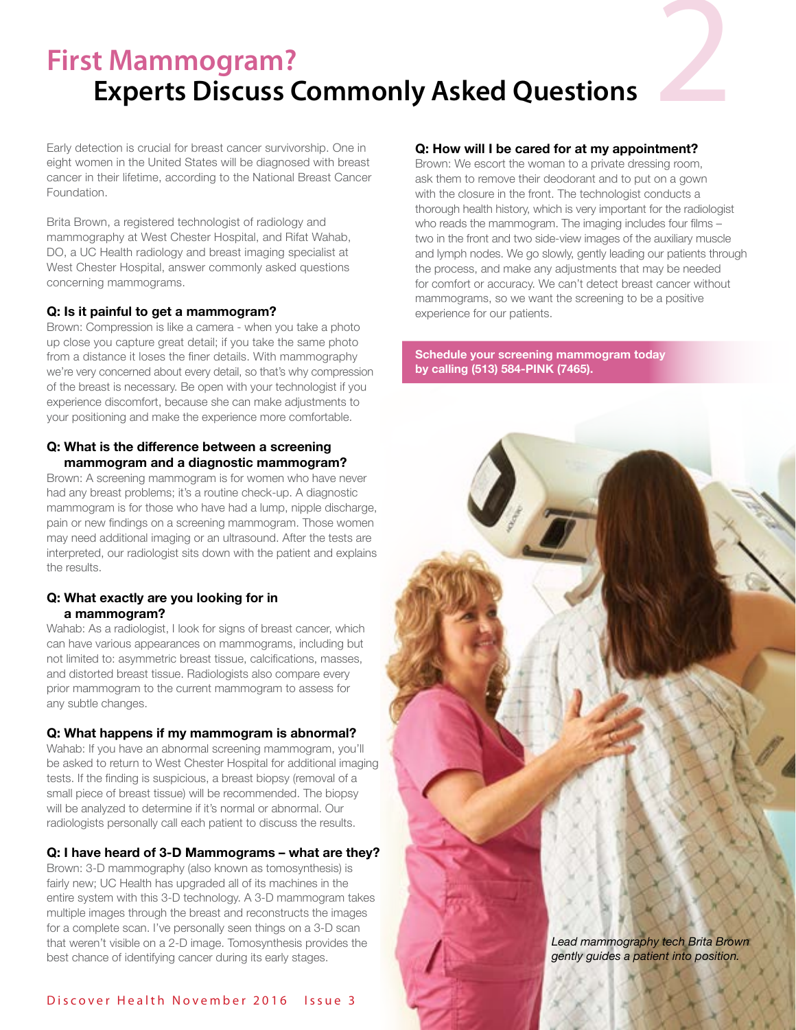# First Mammogram? Experts Discuss Commonly Asked Questions

Early detection is crucial for breast cancer survivorship. One in eight women in the United States will be diagnosed with breast cancer in their lifetime, according to the National Breast Cancer Foundation.

Brita Brown, a registered technologist of radiology and mammography at West Chester Hospital, and Rifat Wahab, DO, a UC Health radiology and breast imaging specialist at West Chester Hospital, answer commonly asked questions concerning mammograms.

**Q: Is it painful to get a mammogram?**
Brown: Compression is like a camera - when you take a photo up close you capture great detail; if you take the same photo from a distance it loses the finer details. With mammography we're very concerned about every detail, so that's why compression of the breast is necessary. Be open with your technologist if you experience discomfort, because she can make adjustments to your positioning and make the experience more comfortable.

**Q: What is the difference between a screening mammogram and a diagnostic mammogram?**
Brown: A screening mammogram is for women who have never had any breast problems; it's a routine check-up. A diagnostic mammogram is for those who have had a lump, nipple discharge, pain or new findings on a screening mammogram. Those women may need additional imaging or an ultrasound. After the tests are interpreted, our radiologist sits down with the patient and explains the results.

**Q: What exactly are you looking for in a mammogram?**
Wahab: As a radiologist, I look for signs of breast cancer, which can have various appearances on mammograms, including but not limited to: asymmetric breast tissue, calcifications, masses, and distorted breast tissue. Radiologists also compare every prior mammogram to the current mammogram to assess for any subtle changes.

**Q: What happens if my mammogram is abnormal?**
Wahab: If you have an abnormal screening mammogram, you'll be asked to return to West Chester Hospital for additional imaging tests. If the finding is suspicious, a breast biopsy (removal of a small piece of breast tissue) will be recommended. The biopsy will be analyzed to determine if it's normal or abnormal. Our radiologists personally call each patient to discuss the results.

**Q: I have heard of 3-D Mammograms – what are they?**
Brown: 3-D mammography (also known as tomosynthesis) is fairly new; UC Health has upgraded all of its machines in the entire system with this 3-D technology. A 3-D mammogram takes multiple images through the breast and reconstructs the images for a complete scan. I've personally seen things on a 3-D scan that weren't visible on a 2-D image. Tomosynthesis provides the best chance of identifying cancer during its early stages.

**Q: How will I be cared for at my appointment?**
Brown: We escort the woman to a private dressing room, ask them to remove their deodorant and to put on a gown with the closure in the front. The technologist conducts a thorough health history, which is very important for the radiologist who reads the mammogram. The imaging includes four films – two in the front and two side-view images of the auxiliary muscle and lymph nodes. We go slowly, gently leading our patients through the process, and make any adjustments that may be needed for comfort or accuracy. We can't detect breast cancer without mammograms, so we want the screening to be a positive experience for our patients.

**Schedule your screening mammogram today by calling (513) 584-PINK (7465).**

*Lead mammography tech Brita Brown gently guides a patient into position.*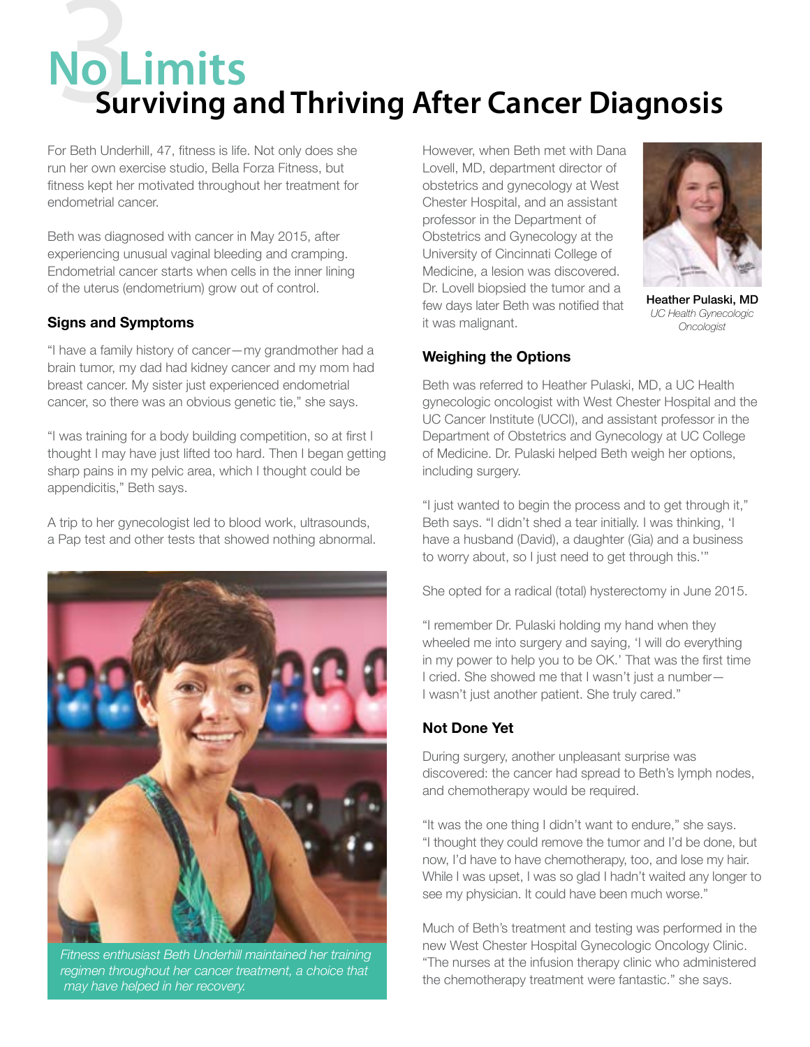# No Limits

## Surviving and Thriving After Cancer Diagnosis

For Beth Underhill, 47, fitness is life. Not only does she run her own exercise studio, Bella Forza Fitness, but fitness kept her motivated throughout her treatment for endometrial cancer.

Beth was diagnosed with cancer in May 2015, after experiencing unusual vaginal bleeding and cramping. Endometrial cancer starts when cells in the inner lining of the uterus (endometrium) grow out of control.

### Signs and Symptoms

"I have a family history of cancer—my grandmother had a brain tumor, my dad had kidney cancer and my mom had breast cancer. My sister just experienced endometrial cancer, so there was an obvious genetic tie," she says.

"I was training for a body building competition, so at first I thought I may have just lifted too hard. Then I began getting sharp pains in my pelvic area, which I thought could be appendicitis," Beth says.

A trip to her gynecologist led to blood work, ultrasounds, a Pap test and other tests that showed nothing abnormal.

*Fitness enthusiast Beth Underhill maintained her training regimen throughout her cancer treatment, a choice that may have helped in her recovery.*

However, when Beth met with Dana Lovell, MD, department director of obstetrics and gynecology at West Chester Hospital, and an assistant professor in the Department of Obstetrics and Gynecology at the University of Cincinnati College of Medicine, a lesion was discovered. Dr. Lovell biopsied the tumor and a few days later Beth was notified that it was malignant.

**Heather Pulaski, MD**
*UC Health Gynecologic Oncologist*

### Weighing the Options

Beth was referred to Heather Pulaski, MD, a UC Health gynecologic oncologist with West Chester Hospital and the UC Cancer Institute (UCCI), and assistant professor in the Department of Obstetrics and Gynecology at UC College of Medicine. Dr. Pulaski helped Beth weigh her options, including surgery.

"I just wanted to begin the process and to get through it," Beth says. "I didn't shed a tear initially. I was thinking, 'I have a husband (David), a daughter (Gia) and a business to worry about, so I just need to get through this.'"

She opted for a radical (total) hysterectomy in June 2015.

"I remember Dr. Pulaski holding my hand when they wheeled me into surgery and saying, 'I will do everything in my power to help you to be OK.' That was the first time I cried. She showed me that I wasn't just a number—I wasn't just another patient. She truly cared."

### Not Done Yet

During surgery, another unpleasant surprise was discovered: the cancer had spread to Beth's lymph nodes, and chemotherapy would be required.

"It was the one thing I didn't want to endure," she says. "I thought they could remove the tumor and I'd be done, but now, I'd have to have chemotherapy, too, and lose my hair. While I was upset, I was so glad I hadn't waited any longer to see my physician. It could have been much worse."

Much of Beth's treatment and testing was performed in the new West Chester Hospital Gynecologic Oncology Clinic. "The nurses at the infusion therapy clinic who administered the chemotherapy treatment were fantastic." she says.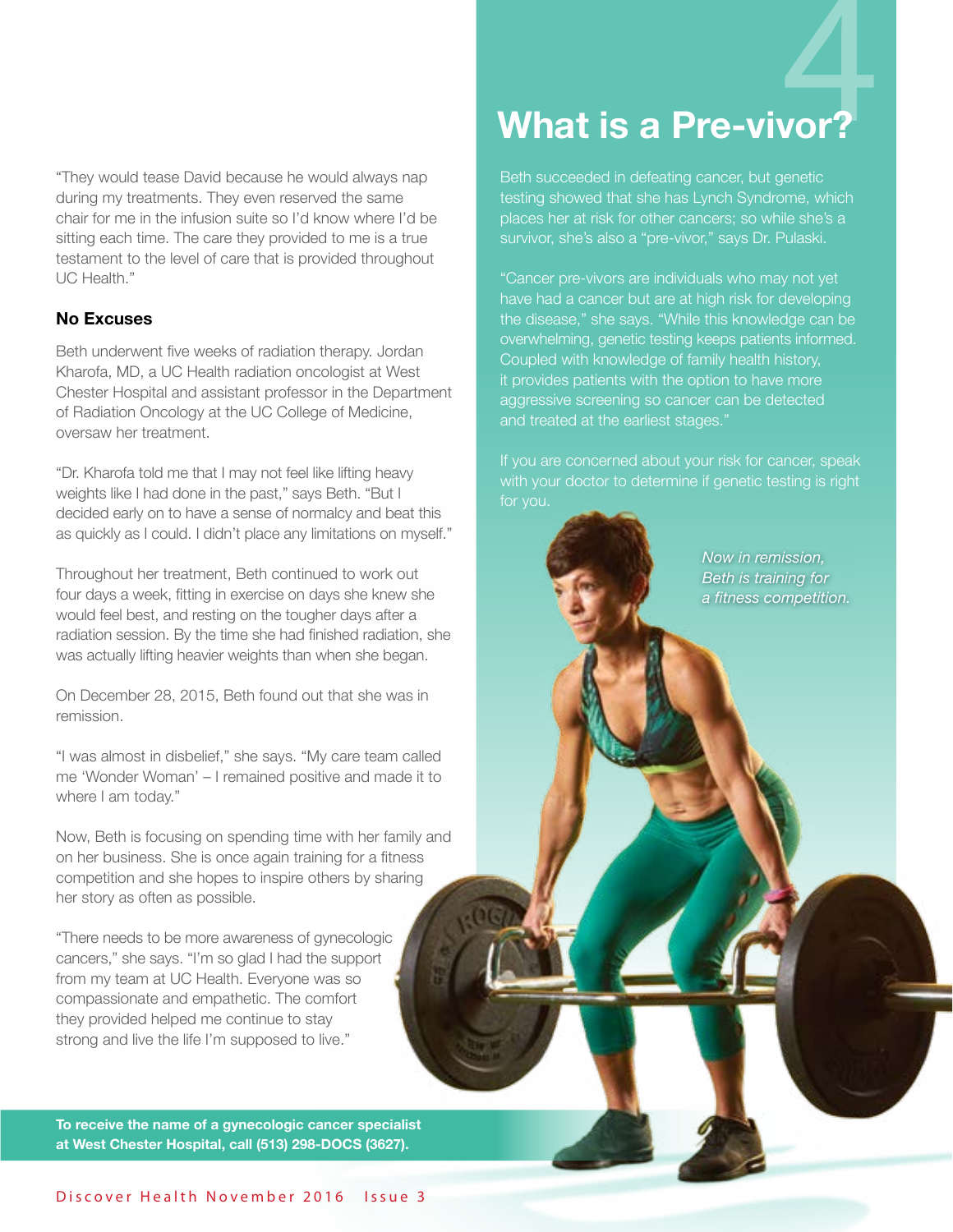"They would tease David because he would always nap during my treatments. They even reserved the same chair for me in the infusion suite so I'd know where I'd be sitting each time. The care they provided to me is a true testament to the level of care that is provided throughout UC Health."

### No Excuses

Beth underwent five weeks of radiation therapy. Jordan Kharofa, MD, a UC Health radiation oncologist at West Chester Hospital and assistant professor in the Department of Radiation Oncology at the UC College of Medicine, oversaw her treatment.

"Dr. Kharofa told me that I may not feel like lifting heavy weights like I had done in the past," says Beth. "But I decided early on to have a sense of normalcy and beat this as quickly as I could. I didn't place any limitations on myself."

Throughout her treatment, Beth continued to work out four days a week, fitting in exercise on days she knew she would feel best, and resting on the tougher days after a radiation session. By the time she had finished radiation, she was actually lifting heavier weights than when she began.

On December 28, 2015, Beth found out that she was in remission.

"I was almost in disbelief," she says. "My care team called me 'Wonder Woman' – I remained positive and made it to where I am today."

Now, Beth is focusing on spending time with her family and on her business. She is once again training for a fitness competition and she hopes to inspire others by sharing her story as often as possible.

"There needs to be more awareness of gynecologic cancers," she says. "I'm so glad I had the support from my team at UC Health. Everyone was so compassionate and empathetic. The comfort they provided helped me continue to stay strong and live the life I'm supposed to live."

**To receive the name of a gynecologic cancer specialist at West Chester Hospital, call (513) 298-DOCS (3627).**

## What is a Pre-vivor?

Beth succeeded in defeating cancer, but genetic testing showed that she has Lynch Syndrome, which places her at risk for other cancers; so while she's a survivor, she's also a "pre-vivor," says Dr. Pulaski.

"Cancer pre-vivors are individuals who may not yet have had a cancer but are at high risk for developing the disease," she says. "While this knowledge can be overwhelming, genetic testing keeps patients informed. Coupled with knowledge of family health history, it provides patients with the option to have more aggressive screening so cancer can be detected and treated at the earliest stages."

If you are concerned about your risk for cancer, speak with your doctor to determine if genetic testing is right for you.

*Now in remission, Beth is training for a fitness competition.*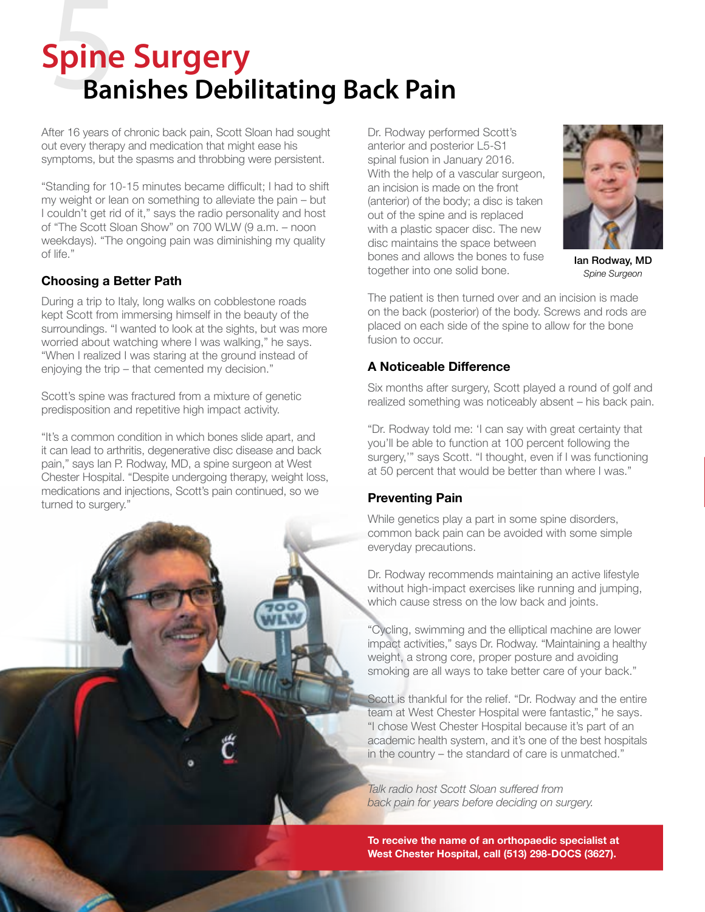# 5 Spine Surgery Banishes Debilitating Back Pain

After 16 years of chronic back pain, Scott Sloan had sought out every therapy and medication that might ease his symptoms, but the spasms and throbbing were persistent.

"Standing for 10-15 minutes became difficult; I had to shift my weight or lean on something to alleviate the pain – but I couldn't get rid of it," says the radio personality and host of "The Scott Sloan Show" on 700 WLW (9 a.m. – noon weekdays). "The ongoing pain was diminishing my quality of life."

### Choosing a Better Path

During a trip to Italy, long walks on cobblestone roads kept Scott from immersing himself in the beauty of the surroundings. "I wanted to look at the sights, but was more worried about watching where I was walking," he says. "When I realized I was staring at the ground instead of enjoying the trip – that cemented my decision."

Scott's spine was fractured from a mixture of genetic predisposition and repetitive high impact activity.

"It's a common condition in which bones slide apart, and it can lead to arthritis, degenerative disc disease and back pain," says Ian P. Rodway, MD, a spine surgeon at West Chester Hospital. "Despite undergoing therapy, weight loss, medications and injections, Scott's pain continued, so we turned to surgery."

Dr. Rodway performed Scott's anterior and posterior L5-S1 spinal fusion in January 2016. With the help of a vascular surgeon, an incision is made on the front (anterior) of the body; a disc is taken out of the spine and is replaced with a plastic spacer disc. The new disc maintains the space between bones and allows the bones to fuse together into one solid bone.

**Ian Rodway, MD**
*Spine Surgeon*

The patient is then turned over and an incision is made on the back (posterior) of the body. Screws and rods are placed on each side of the spine to allow for the bone fusion to occur.

### A Noticeable Difference

Six months after surgery, Scott played a round of golf and realized something was noticeably absent – his back pain.

"Dr. Rodway told me: 'I can say with great certainty that you'll be able to function at 100 percent following the surgery,'" says Scott. "I thought, even if I was functioning at 50 percent that would be better than where I was."

### Preventing Pain

While genetics play a part in some spine disorders, common back pain can be avoided with some simple everyday precautions.

Dr. Rodway recommends maintaining an active lifestyle without high-impact exercises like running and jumping, which cause stress on the low back and joints.

"Cycling, swimming and the elliptical machine are lower impact activities," says Dr. Rodway. "Maintaining a healthy weight, a strong core, proper posture and avoiding smoking are all ways to take better care of your back."

Scott is thankful for the relief. "Dr. Rodway and the entire team at West Chester Hospital were fantastic," he says. "I chose West Chester Hospital because it's part of an academic health system, and it's one of the best hospitals in the country – the standard of care is unmatched."

*Talk radio host Scott Sloan suffered from back pain for years before deciding on surgery.*

**To receive the name of an orthopaedic specialist at West Chester Hospital, call (513) 298-DOCS (3627).**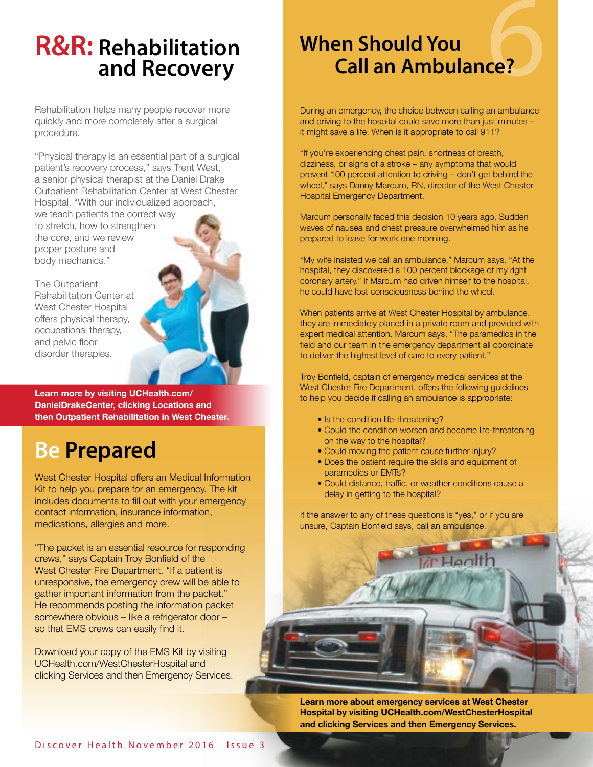# R&R: Rehabilitation and Recovery

Rehabilitation helps many people recover more quickly and more completely after a surgical procedure.

"Physical therapy is an essential part of a surgical patient's recovery process," says Trent West, a senior physical therapist at the Daniel Drake Outpatient Rehabilitation Center at West Chester Hospital. "With our individualized approach, we teach patients the correct way to stretch, how to strengthen the core, and we review proper posture and body mechanics."

The Outpatient Rehabilitation Center at West Chester Hospital offers physical therapy, occupational therapy, and pelvic floor disorder therapies.

**Learn more by visiting UCHealth.com/DanielDrakeCenter, clicking Locations and then Outpatient Rehabilitation in West Chester.**

# Be Prepared

West Chester Hospital offers an Medical Information Kit to help you prepare for an emergency. The kit includes documents to fill out with your emergency contact information, insurance information, medications, allergies and more.

"The packet is an essential resource for responding crews," says Captain Troy Bonfield of the West Chester Fire Department. "If a patient is unresponsive, the emergency crew will be able to gather important information from the packet." He recommends posting the information packet somewhere obvious – like a refrigerator door – so that EMS crews can easily find it.

Download your copy of the EMS Kit by visiting UCHealth.com/WestChesterHospital and clicking Services and then Emergency Services.

# When Should You Call an Ambulance?

During an emergency, the choice between calling an ambulance and driving to the hospital could save more than just minutes – it might save a life. When is it appropriate to call 911?

"If you're experiencing chest pain, shortness of breath, dizziness, or signs of a stroke – any symptoms that would prevent 100 percent attention to driving – don't get behind the wheel," says Danny Marcum, RN, director of the West Chester Hospital Emergency Department.

Marcum personally faced this decision 10 years ago. Sudden waves of nausea and chest pressure overwhelmed him as he prepared to leave for work one morning.

"My wife insisted we call an ambulance," Marcum says. "At the hospital, they discovered a 100 percent blockage of my right coronary artery." If Marcum had driven himself to the hospital, he could have lost consciousness behind the wheel.

When patients arrive at West Chester Hospital by ambulance, they are immediately placed in a private room and provided with expert medical attention. Marcum says, "The paramedics in the field and our team in the emergency department all coordinate to deliver the highest level of care to every patient."

Troy Bonfield, captain of emergency medical services at the West Chester Fire Department, offers the following guidelines to help you decide if calling an ambulance is appropriate:

- Is the condition life-threatening?
- Could the condition worsen and become life-threatening on the way to the hospital?
- Could moving the patient cause further injury?
- Does the patient require the skills and equipment of paramedics or EMTs?
- Could distance, traffic, or weather conditions cause a delay in getting to the hospital?

If the answer to any of these questions is "yes," or if you are unsure, Captain Bonfield says, call an ambulance.

**Learn more about emergency services at West Chester Hospital by visiting UCHealth.com/WestChesterHospital and clicking Services and then Emergency Services.**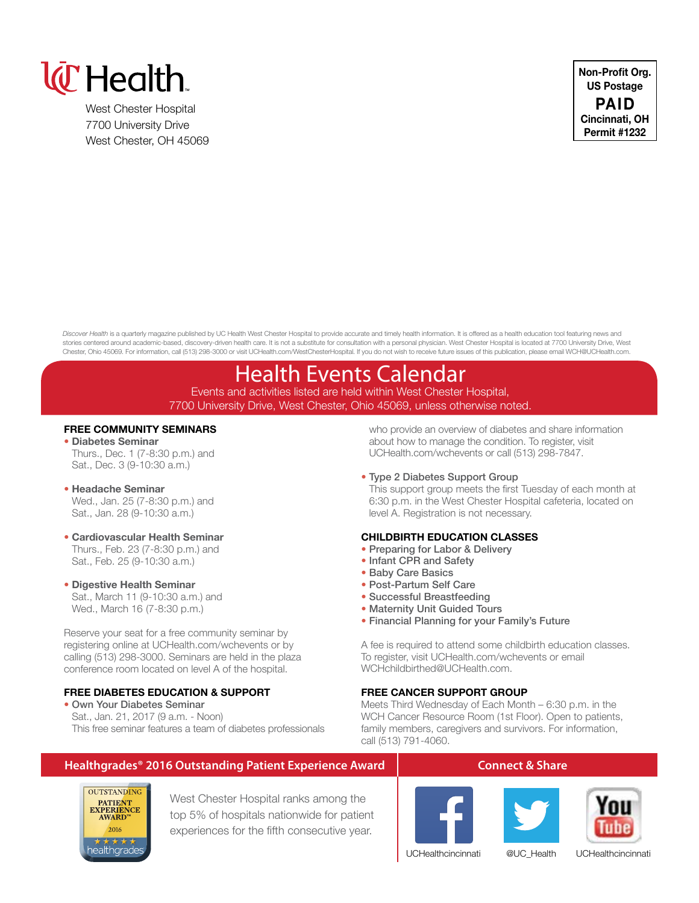UC Health

West Chester Hospital
7700 University Drive
West Chester, OH 45069

Non-Profit Org.
US Postage
**PAID**
Cincinnati, OH
Permit #1232

*Discover Health* is a quarterly magazine published by UC Health West Chester Hospital to provide accurate and timely health information. It is offered as a health education tool featuring news and stories centered around academic-based, discovery-driven health care. It is not a substitute for consultation with a personal physician. West Chester Hospital is located at 7700 University Drive, West Chester, Ohio 45069. For information, call (513) 298-3000 or visit UCHealth.com/WestChesterHospital. If you do not wish to receive future issues of this publication, please email WCH@UCHealth.com.

# Health Events Calendar

Events and activities listed are held within West Chester Hospital, 7700 University Drive, West Chester, Ohio 45069, unless otherwise noted.

## FREE COMMUNITY SEMINARS

- **Diabetes Seminar**
  Thurs., Dec. 1 (7-8:30 p.m.) and
  Sat., Dec. 3 (9-10:30 a.m.)

- **Headache Seminar**
  Wed., Jan. 25 (7-8:30 p.m.) and
  Sat., Jan. 28 (9-10:30 a.m.)

- **Cardiovascular Health Seminar**
  Thurs., Feb. 23 (7-8:30 p.m.) and
  Sat., Feb. 25 (9-10:30 a.m.)

- **Digestive Health Seminar**
  Sat., March 11 (9-10:30 a.m.) and
  Wed., March 16 (7-8:30 p.m.)

Reserve your seat for a free community seminar by registering online at UCHealth.com/wchevents or by calling (513) 298-3000. Seminars are held in the plaza conference room located on level A of the hospital.

## FREE DIABETES EDUCATION & SUPPORT

- **Own Your Diabetes Seminar**
  Sat., Jan. 21, 2017 (9 a.m. - Noon)
  This free seminar features a team of diabetes professionals who provide an overview of diabetes and share information about how to manage the condition. To register, visit UCHealth.com/wchevents or call (513) 298-7847.

- **Type 2 Diabetes Support Group**
  This support group meets the first Tuesday of each month at 6:30 p.m. in the West Chester Hospital cafeteria, located on level A. Registration is not necessary.

## CHILDBIRTH EDUCATION CLASSES

- **Preparing for Labor & Delivery**
- **Infant CPR and Safety**
- **Baby Care Basics**
- **Post-Partum Self Care**
- **Successful Breastfeeding**
- **Maternity Unit Guided Tours**
- **Financial Planning for your Family's Future**

A fee is required to attend some childbirth education classes. To register, visit UCHealth.com/wchevents or email WCHchildbirthed@UCHealth.com.

## FREE CANCER SUPPORT GROUP

Meets Third Wednesday of Each Month – 6:30 p.m. in the WCH Cancer Resource Room (1st Floor). Open to patients, family members, caregivers and survivors. For information, call (513) 791-4060.

## Healthgrades® 2016 Outstanding Patient Experience Award

OUTSTANDING PATIENT EXPERIENCE AWARD™ 2016 healthgrades

West Chester Hospital ranks among the top 5% of hospitals nationwide for patient experiences for the fifth consecutive year.

## Connect & Share

UCHealthcincinnati

@UC_Health

UCHealthcincinnati